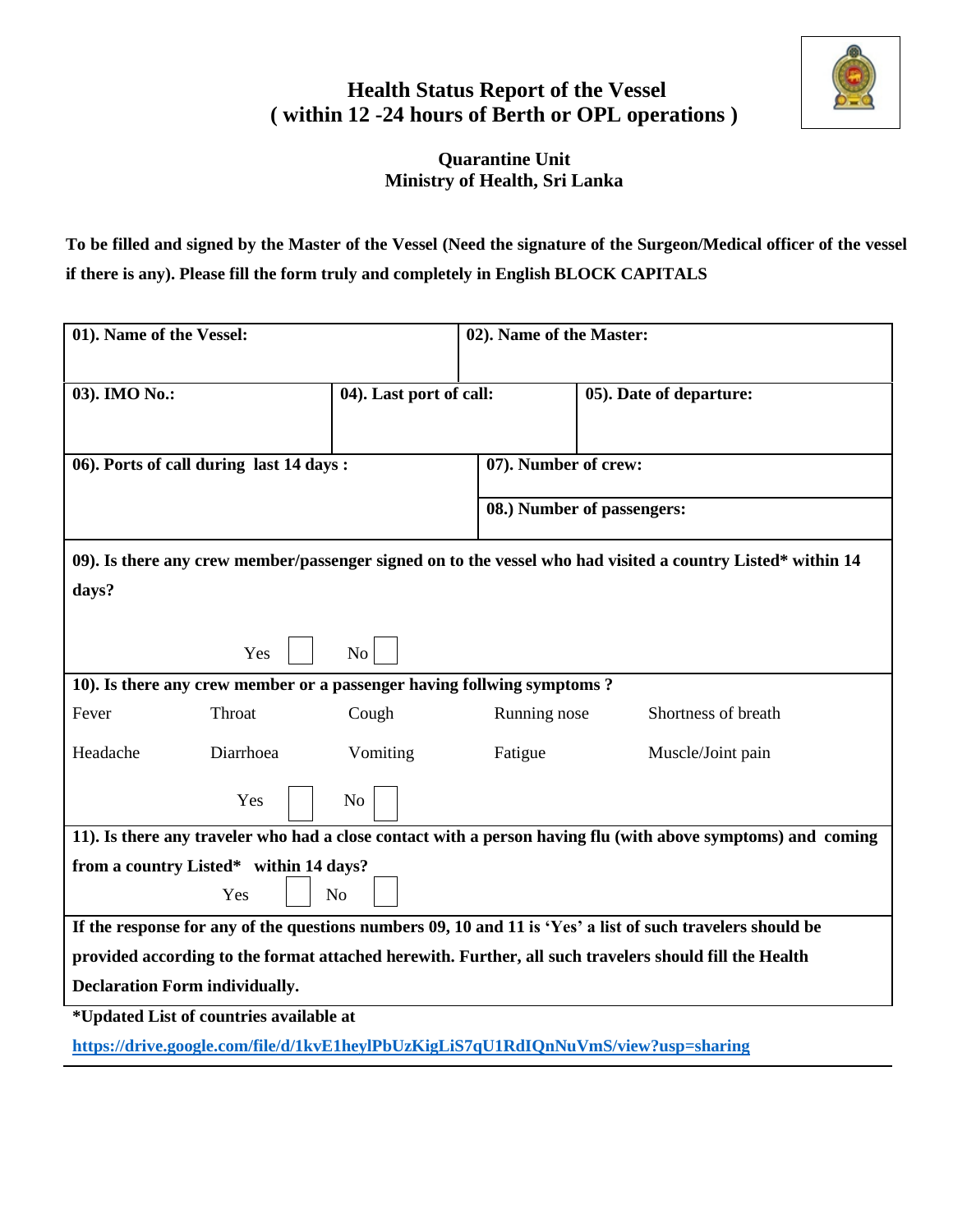# Health Status Report of the Vessel
## ( within 12 -24 hours of Berth or OPL operations )

**Quarantine Unit**
**Ministry of Health, Sri Lanka**

**To be filled and signed by the Master of the Vessel (Need the signature of the Surgeon/Medical officer of the vessel if there is any). Please fill the form truly and completely in English BLOCK CAPITALS**

| | | |
|---|---|---|
| **01). Name of the Vessel:** | **02). Name of the Master:** | |
| **03). IMO No.:** | **04). Last port of call:** | **05). Date of departure:** |
| **06). Ports of call during last 14 days :** | **07). Number of crew:** | |
| | **08.) Number of passengers:** | |

**09). Is there any crew member/passenger signed on to the vessel who had visited a country Listed* within 14 days?**

Yes ☐ No ☐

**10). Is there any crew member or a passenger having follwing symptoms ?**

| | | | | |
|---|---|---|---|---|
| Fever | Throat | Cough | Running nose | Shortness of breath |
| Headache | Diarrhoea | Vomiting | Fatigue | Muscle/Joint pain |

Yes ☐ No ☐

**11). Is there any traveler who had a close contact with a person having flu (with above symptoms) and coming from a country Listed* within 14 days?**

Yes ☐ No ☐

**If the response for any of the questions numbers 09, 10 and 11 is 'Yes' a list of such travelers should be provided according to the format attached herewith. Further, all such travelers should fill the Health Declaration Form individually.**

**\*Updated List of countries available at**
**https://drive.google.com/file/d/1kvE1heylPbUzKigLiS7qU1RdIQnNuVmS/view?usp=sharing**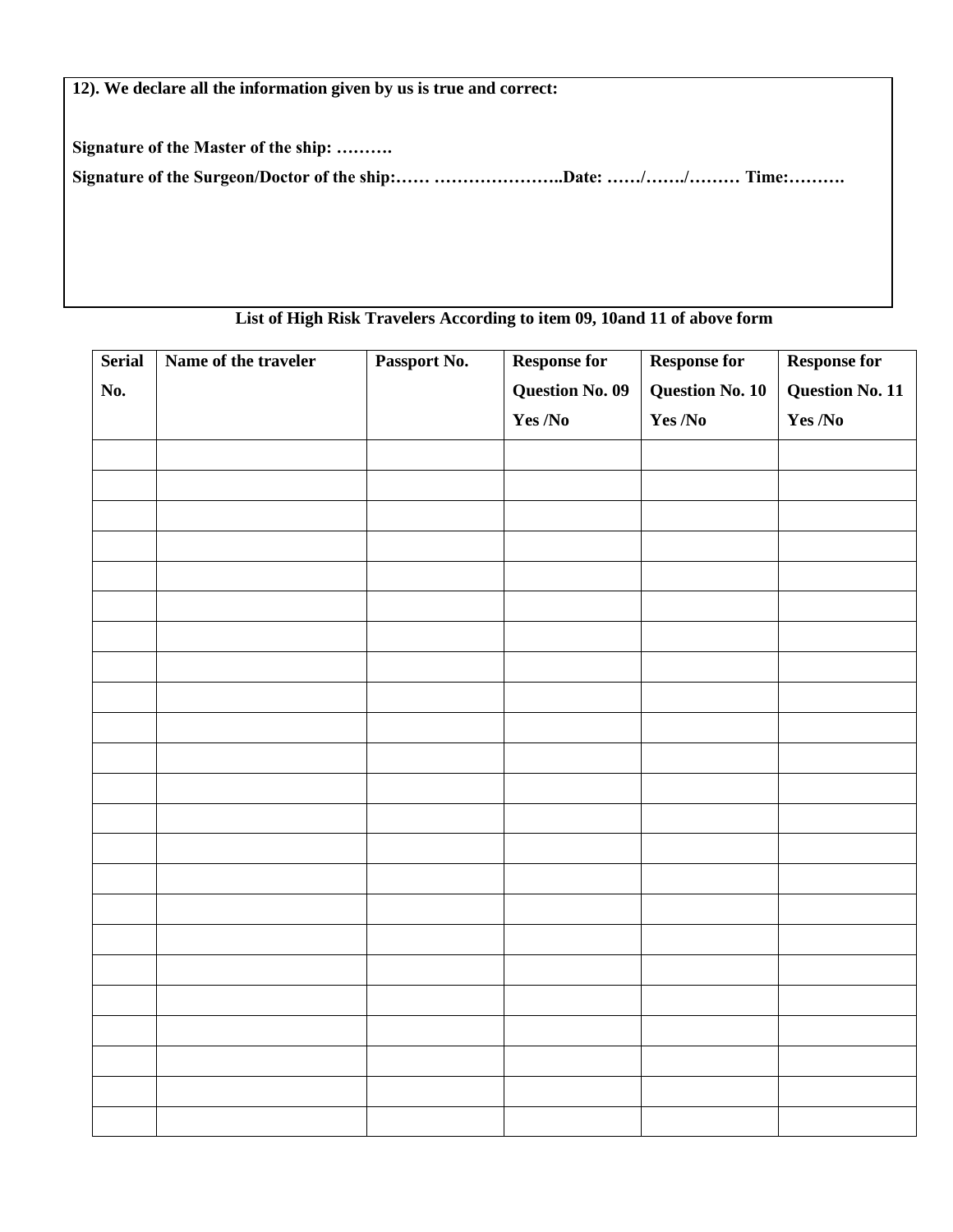**12). We declare all the information given by us is true and correct:**

**Signature of the Master of the ship: ……….**

**Signature of the Surgeon/Doctor of the ship:…… …………………..Date: ……/……./……… Time:……….**

**List of High Risk Travelers According to item 09, 10and 11 of above form**

| Serial No. | Name of the traveler | Passport No. | Response for Question No. 09 Yes /No | Response for Question No. 10 Yes /No | Response for Question No. 11 Yes /No |
|---|---|---|---|---|---|
| | | | | | |
| | | | | | |
| | | | | | |
| | | | | | |
| | | | | | |
| | | | | | |
| | | | | | |
| | | | | | |
| | | | | | |
| | | | | | |
| | | | | | |
| | | | | | |
| | | | | | |
| | | | | | |
| | | | | | |
| | | | | | |
| | | | | | |
| | | | | | |
| | | | | | |
| | | | | | |
| | | | | | |
| | | | | | |
| | | | | | |